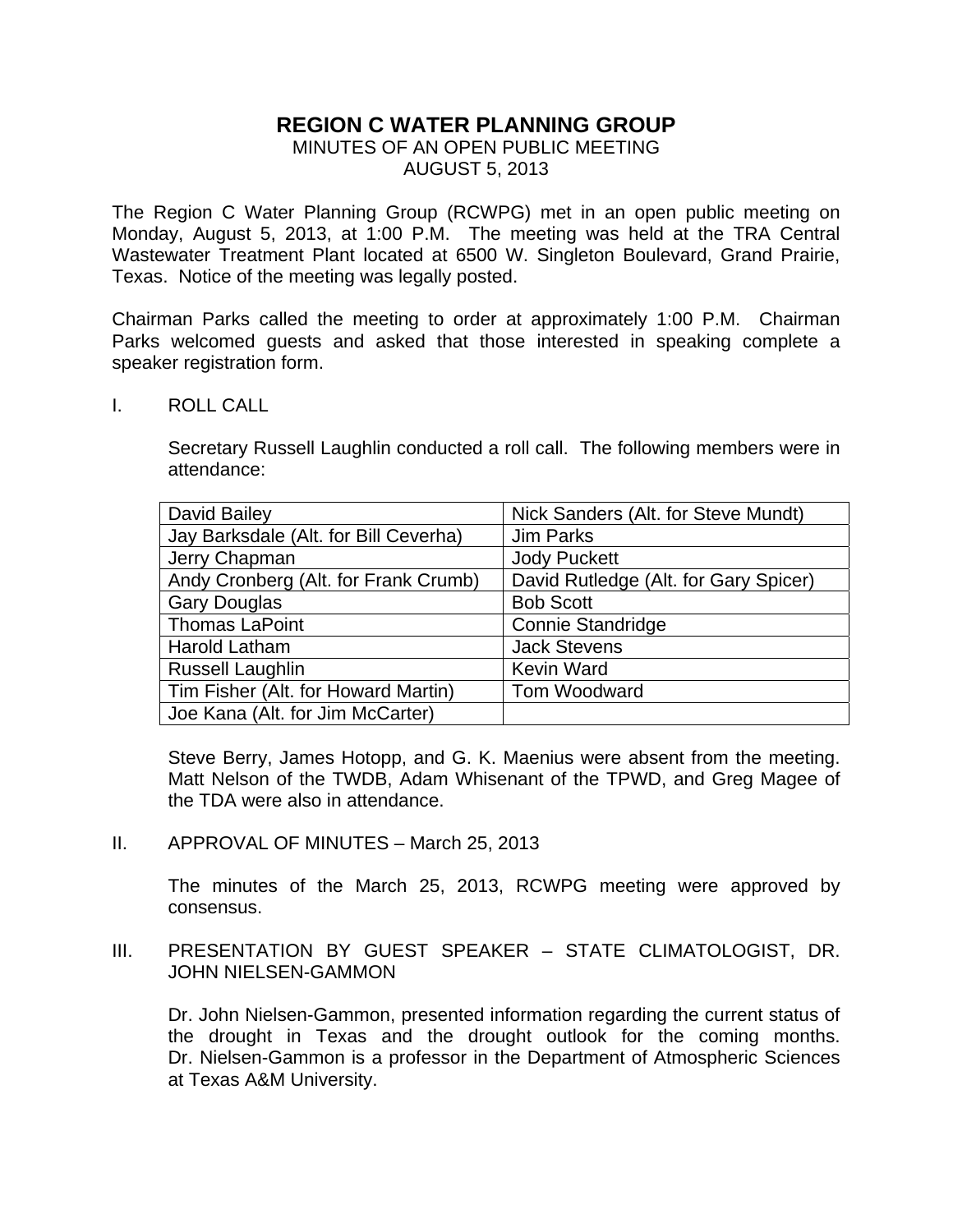# REGION C WATER PLANNING GROUP

MINUTES OF AN OPEN PUBLIC MEETING
AUGUST 5, 2013

The Region C Water Planning Group (RCWPG) met in an open public meeting on Monday, August 5, 2013, at 1:00 P.M. The meeting was held at the TRA Central Wastewater Treatment Plant located at 6500 W. Singleton Boulevard, Grand Prairie, Texas. Notice of the meeting was legally posted.

Chairman Parks called the meeting to order at approximately 1:00 P.M. Chairman Parks welcomed guests and asked that those interested in speaking complete a speaker registration form.

## I. ROLL CALL

Secretary Russell Laughlin conducted a roll call. The following members were in attendance:

| | |
|---|---|
| David Bailey | Nick Sanders (Alt. for Steve Mundt) |
| Jay Barksdale (Alt. for Bill Ceverha) | Jim Parks |
| Jerry Chapman | Jody Puckett |
| Andy Cronberg (Alt. for Frank Crumb) | David Rutledge (Alt. for Gary Spicer) |
| Gary Douglas | Bob Scott |
| Thomas LaPoint | Connie Standridge |
| Harold Latham | Jack Stevens |
| Russell Laughlin | Kevin Ward |
| Tim Fisher (Alt. for Howard Martin) | Tom Woodward |
| Joe Kana (Alt. for Jim McCarter) | |

Steve Berry, James Hotopp, and G. K. Maenius were absent from the meeting. Matt Nelson of the TWDB, Adam Whisenant of the TPWD, and Greg Magee of the TDA were also in attendance.

## II. APPROVAL OF MINUTES – March 25, 2013

The minutes of the March 25, 2013, RCWPG meeting were approved by consensus.

## III. PRESENTATION BY GUEST SPEAKER – STATE CLIMATOLOGIST, DR. JOHN NIELSEN-GAMMON

Dr. John Nielsen-Gammon, presented information regarding the current status of the drought in Texas and the drought outlook for the coming months. Dr. Nielsen-Gammon is a professor in the Department of Atmospheric Sciences at Texas A&M University.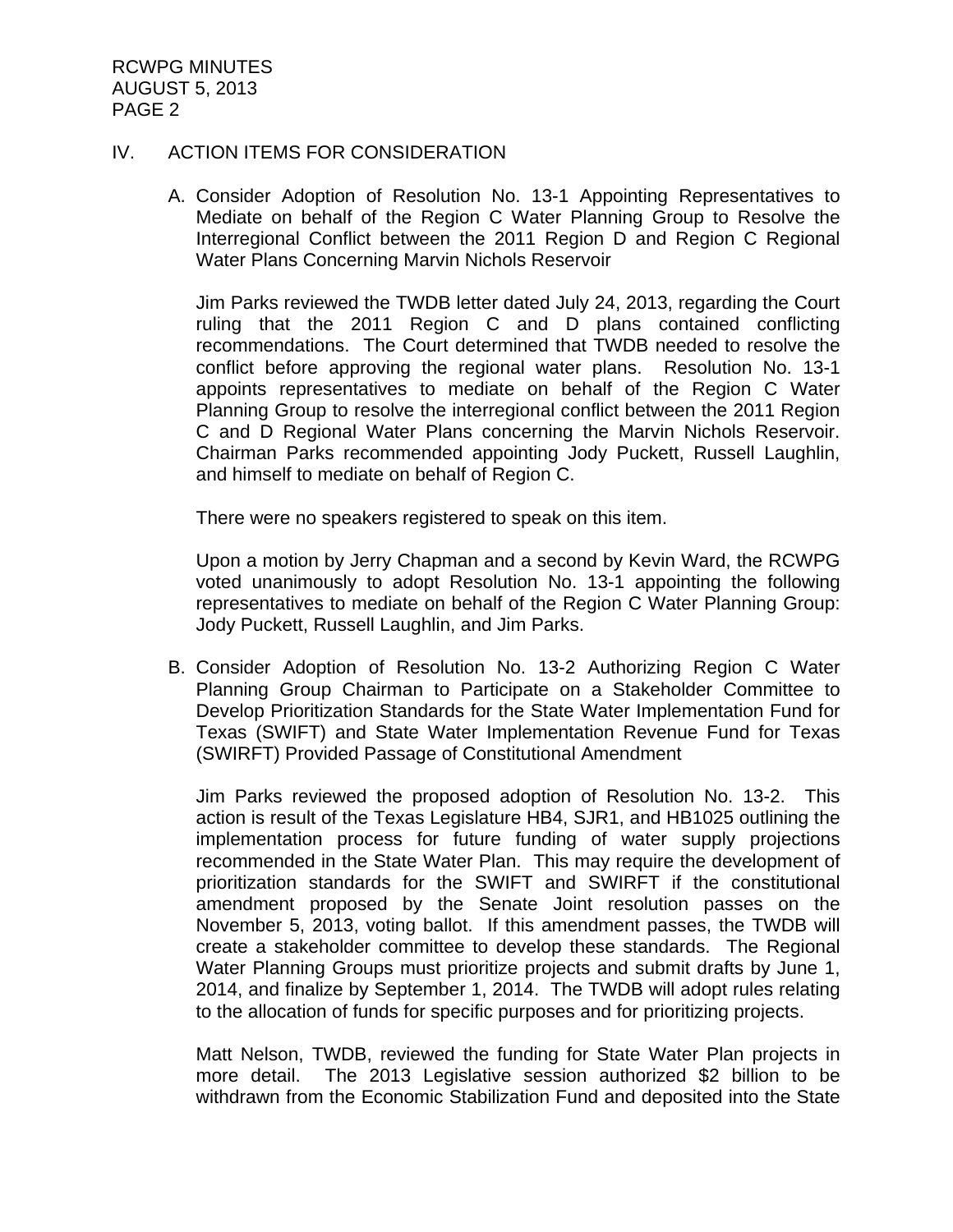## IV. ACTION ITEMS FOR CONSIDERATION

A. Consider Adoption of Resolution No. 13-1 Appointing Representatives to Mediate on behalf of the Region C Water Planning Group to Resolve the Interregional Conflict between the 2011 Region D and Region C Regional Water Plans Concerning Marvin Nichols Reservoir

Jim Parks reviewed the TWDB letter dated July 24, 2013, regarding the Court ruling that the 2011 Region C and D plans contained conflicting recommendations. The Court determined that TWDB needed to resolve the conflict before approving the regional water plans. Resolution No. 13-1 appoints representatives to mediate on behalf of the Region C Water Planning Group to resolve the interregional conflict between the 2011 Region C and D Regional Water Plans concerning the Marvin Nichols Reservoir. Chairman Parks recommended appointing Jody Puckett, Russell Laughlin, and himself to mediate on behalf of Region C.

There were no speakers registered to speak on this item.

Upon a motion by Jerry Chapman and a second by Kevin Ward, the RCWPG voted unanimously to adopt Resolution No. 13-1 appointing the following representatives to mediate on behalf of the Region C Water Planning Group: Jody Puckett, Russell Laughlin, and Jim Parks.

B. Consider Adoption of Resolution No. 13-2 Authorizing Region C Water Planning Group Chairman to Participate on a Stakeholder Committee to Develop Prioritization Standards for the State Water Implementation Fund for Texas (SWIFT) and State Water Implementation Revenue Fund for Texas (SWIRFT) Provided Passage of Constitutional Amendment

Jim Parks reviewed the proposed adoption of Resolution No. 13-2. This action is result of the Texas Legislature HB4, SJR1, and HB1025 outlining the implementation process for future funding of water supply projections recommended in the State Water Plan. This may require the development of prioritization standards for the SWIFT and SWIRFT if the constitutional amendment proposed by the Senate Joint resolution passes on the November 5, 2013, voting ballot. If this amendment passes, the TWDB will create a stakeholder committee to develop these standards. The Regional Water Planning Groups must prioritize projects and submit drafts by June 1, 2014, and finalize by September 1, 2014. The TWDB will adopt rules relating to the allocation of funds for specific purposes and for prioritizing projects.

Matt Nelson, TWDB, reviewed the funding for State Water Plan projects in more detail. The 2013 Legislative session authorized \$2 billion to be withdrawn from the Economic Stabilization Fund and deposited into the State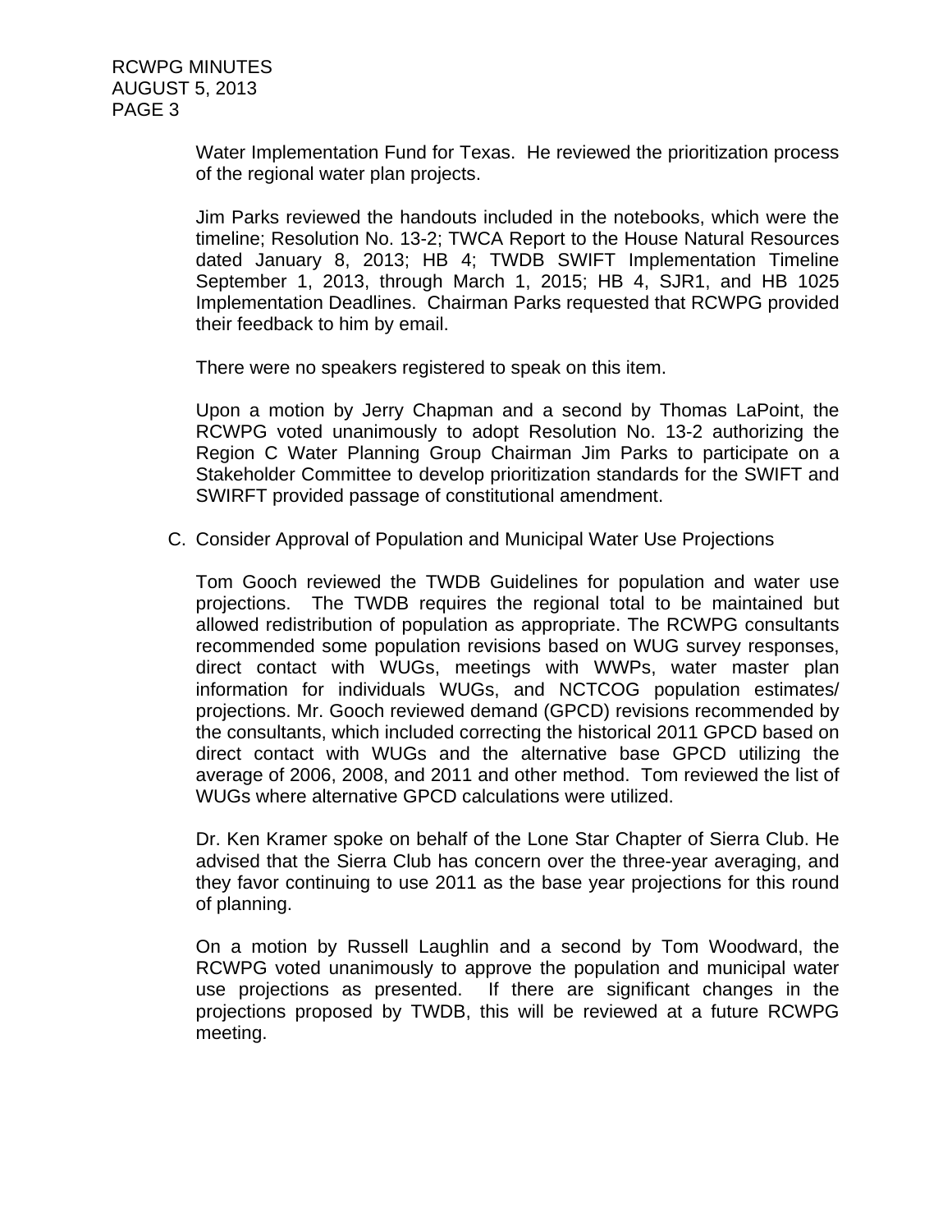Water Implementation Fund for Texas. He reviewed the prioritization process of the regional water plan projects.

Jim Parks reviewed the handouts included in the notebooks, which were the timeline; Resolution No. 13-2; TWCA Report to the House Natural Resources dated January 8, 2013; HB 4; TWDB SWIFT Implementation Timeline September 1, 2013, through March 1, 2015; HB 4, SJR1, and HB 1025 Implementation Deadlines. Chairman Parks requested that RCWPG provided their feedback to him by email.

There were no speakers registered to speak on this item.

Upon a motion by Jerry Chapman and a second by Thomas LaPoint, the RCWPG voted unanimously to adopt Resolution No. 13-2 authorizing the Region C Water Planning Group Chairman Jim Parks to participate on a Stakeholder Committee to develop prioritization standards for the SWIFT and SWIRFT provided passage of constitutional amendment.

C. Consider Approval of Population and Municipal Water Use Projections

Tom Gooch reviewed the TWDB Guidelines for population and water use projections. The TWDB requires the regional total to be maintained but allowed redistribution of population as appropriate. The RCWPG consultants recommended some population revisions based on WUG survey responses, direct contact with WUGs, meetings with WWPs, water master plan information for individuals WUGs, and NCTCOG population estimates/ projections. Mr. Gooch reviewed demand (GPCD) revisions recommended by the consultants, which included correcting the historical 2011 GPCD based on direct contact with WUGs and the alternative base GPCD utilizing the average of 2006, 2008, and 2011 and other method. Tom reviewed the list of WUGs where alternative GPCD calculations were utilized.

Dr. Ken Kramer spoke on behalf of the Lone Star Chapter of Sierra Club. He advised that the Sierra Club has concern over the three-year averaging, and they favor continuing to use 2011 as the base year projections for this round of planning.

On a motion by Russell Laughlin and a second by Tom Woodward, the RCWPG voted unanimously to approve the population and municipal water use projections as presented. If there are significant changes in the projections proposed by TWDB, this will be reviewed at a future RCWPG meeting.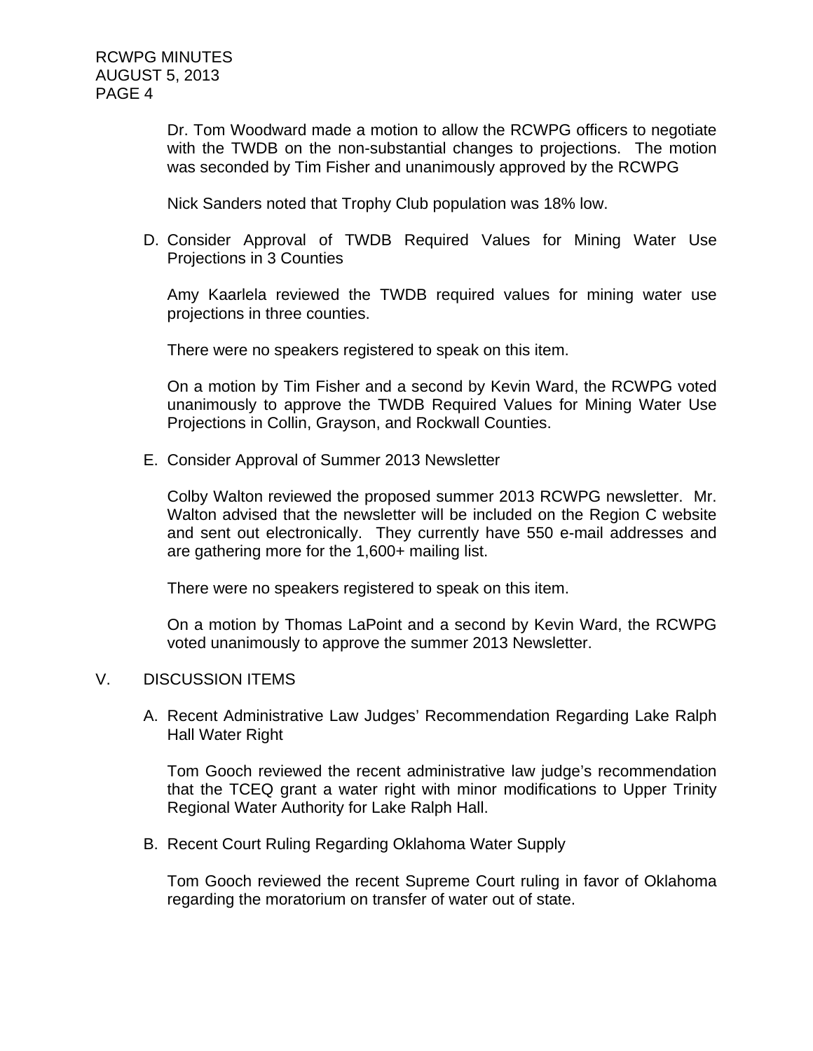Dr. Tom Woodward made a motion to allow the RCWPG officers to negotiate with the TWDB on the non-substantial changes to projections. The motion was seconded by Tim Fisher and unanimously approved by the RCWPG

Nick Sanders noted that Trophy Club population was 18% low.

D. Consider Approval of TWDB Required Values for Mining Water Use Projections in 3 Counties

   Amy Kaarlela reviewed the TWDB required values for mining water use projections in three counties.

   There were no speakers registered to speak on this item.

   On a motion by Tim Fisher and a second by Kevin Ward, the RCWPG voted unanimously to approve the TWDB Required Values for Mining Water Use Projections in Collin, Grayson, and Rockwall Counties.

E. Consider Approval of Summer 2013 Newsletter

   Colby Walton reviewed the proposed summer 2013 RCWPG newsletter. Mr. Walton advised that the newsletter will be included on the Region C website and sent out electronically. They currently have 550 e-mail addresses and are gathering more for the 1,600+ mailing list.

   There were no speakers registered to speak on this item.

   On a motion by Thomas LaPoint and a second by Kevin Ward, the RCWPG voted unanimously to approve the summer 2013 Newsletter.

## V. DISCUSSION ITEMS

A. Recent Administrative Law Judges' Recommendation Regarding Lake Ralph Hall Water Right

   Tom Gooch reviewed the recent administrative law judge's recommendation that the TCEQ grant a water right with minor modifications to Upper Trinity Regional Water Authority for Lake Ralph Hall.

B. Recent Court Ruling Regarding Oklahoma Water Supply

   Tom Gooch reviewed the recent Supreme Court ruling in favor of Oklahoma regarding the moratorium on transfer of water out of state.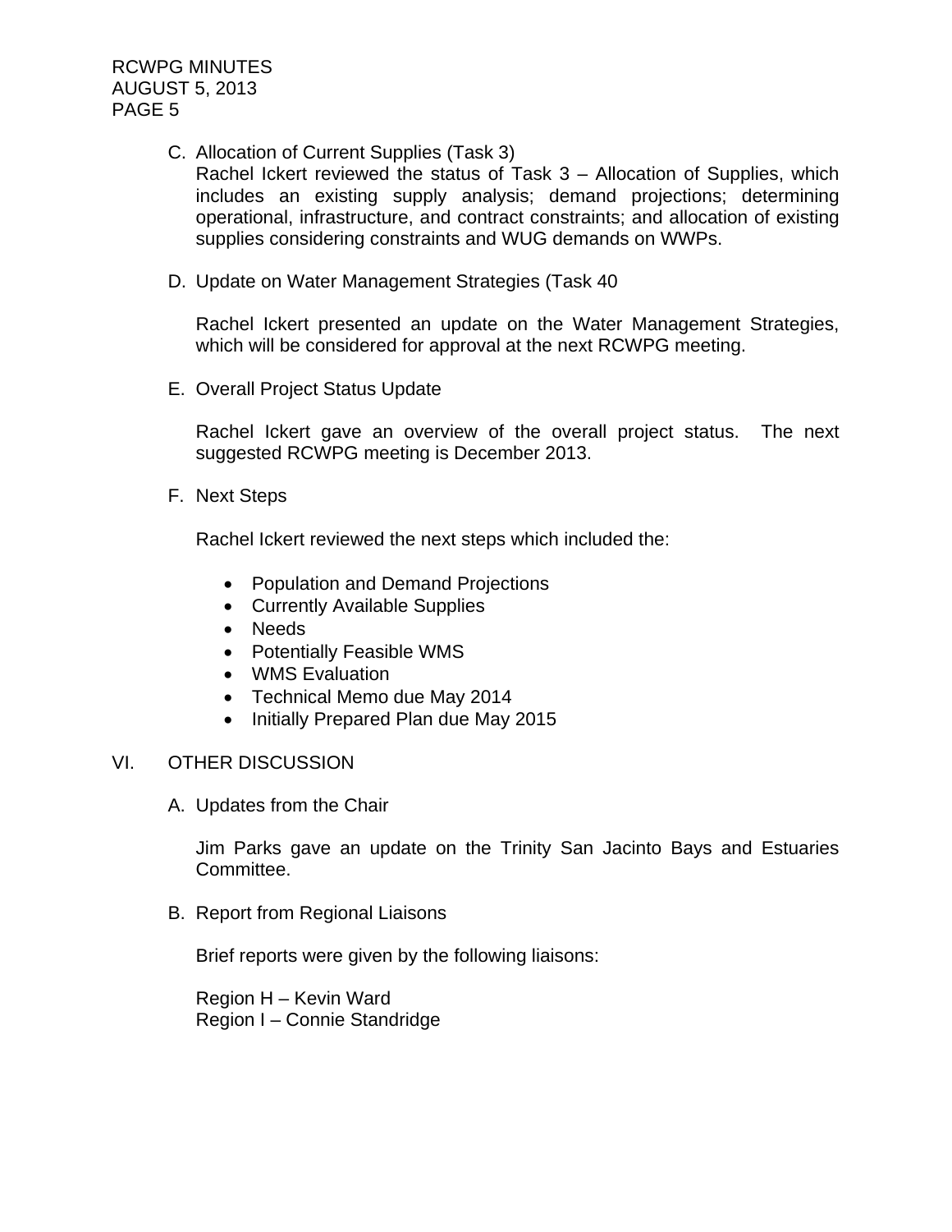C. Allocation of Current Supplies (Task 3)
Rachel Ickert reviewed the status of Task 3 – Allocation of Supplies, which includes an existing supply analysis; demand projections; determining operational, infrastructure, and contract constraints; and allocation of existing supplies considering constraints and WUG demands on WWPs.

D. Update on Water Management Strategies (Task 40

Rachel Ickert presented an update on the Water Management Strategies, which will be considered for approval at the next RCWPG meeting.

E. Overall Project Status Update

Rachel Ickert gave an overview of the overall project status. The next suggested RCWPG meeting is December 2013.

F. Next Steps

Rachel Ickert reviewed the next steps which included the:

- Population and Demand Projections
- Currently Available Supplies
- Needs
- Potentially Feasible WMS
- WMS Evaluation
- Technical Memo due May 2014
- Initially Prepared Plan due May 2015

## VI. OTHER DISCUSSION

A. Updates from the Chair

Jim Parks gave an update on the Trinity San Jacinto Bays and Estuaries Committee.

B. Report from Regional Liaisons

Brief reports were given by the following liaisons:

Region H – Kevin Ward
Region I – Connie Standridge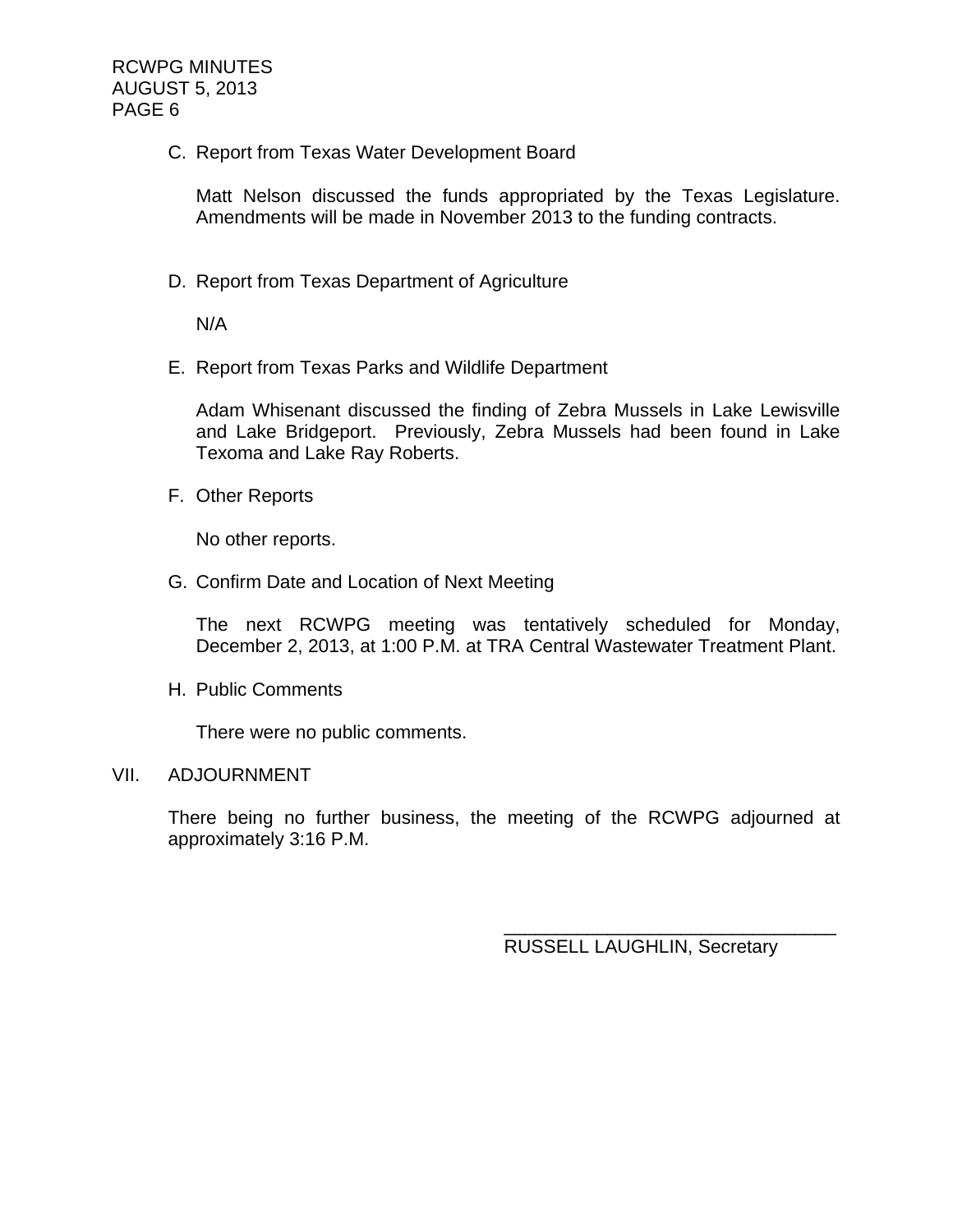C. Report from Texas Water Development Board

Matt Nelson discussed the funds appropriated by the Texas Legislature. Amendments will be made in November 2013 to the funding contracts.

D. Report from Texas Department of Agriculture

N/A

E. Report from Texas Parks and Wildlife Department

Adam Whisenant discussed the finding of Zebra Mussels in Lake Lewisville and Lake Bridgeport. Previously, Zebra Mussels had been found in Lake Texoma and Lake Ray Roberts.

F. Other Reports

No other reports.

G. Confirm Date and Location of Next Meeting

The next RCWPG meeting was tentatively scheduled for Monday, December 2, 2013, at 1:00 P.M. at TRA Central Wastewater Treatment Plant.

H. Public Comments

There were no public comments.

VII. ADJOURNMENT

There being no further business, the meeting of the RCWPG adjourned at approximately 3:16 P.M.

\_\_\_\_\_\_\_\_\_\_\_\_\_\_\_\_\_\_\_\_\_\_\_\_\_\_\_\_\_\_\_\_\_

RUSSELL LAUGHLIN, Secretary